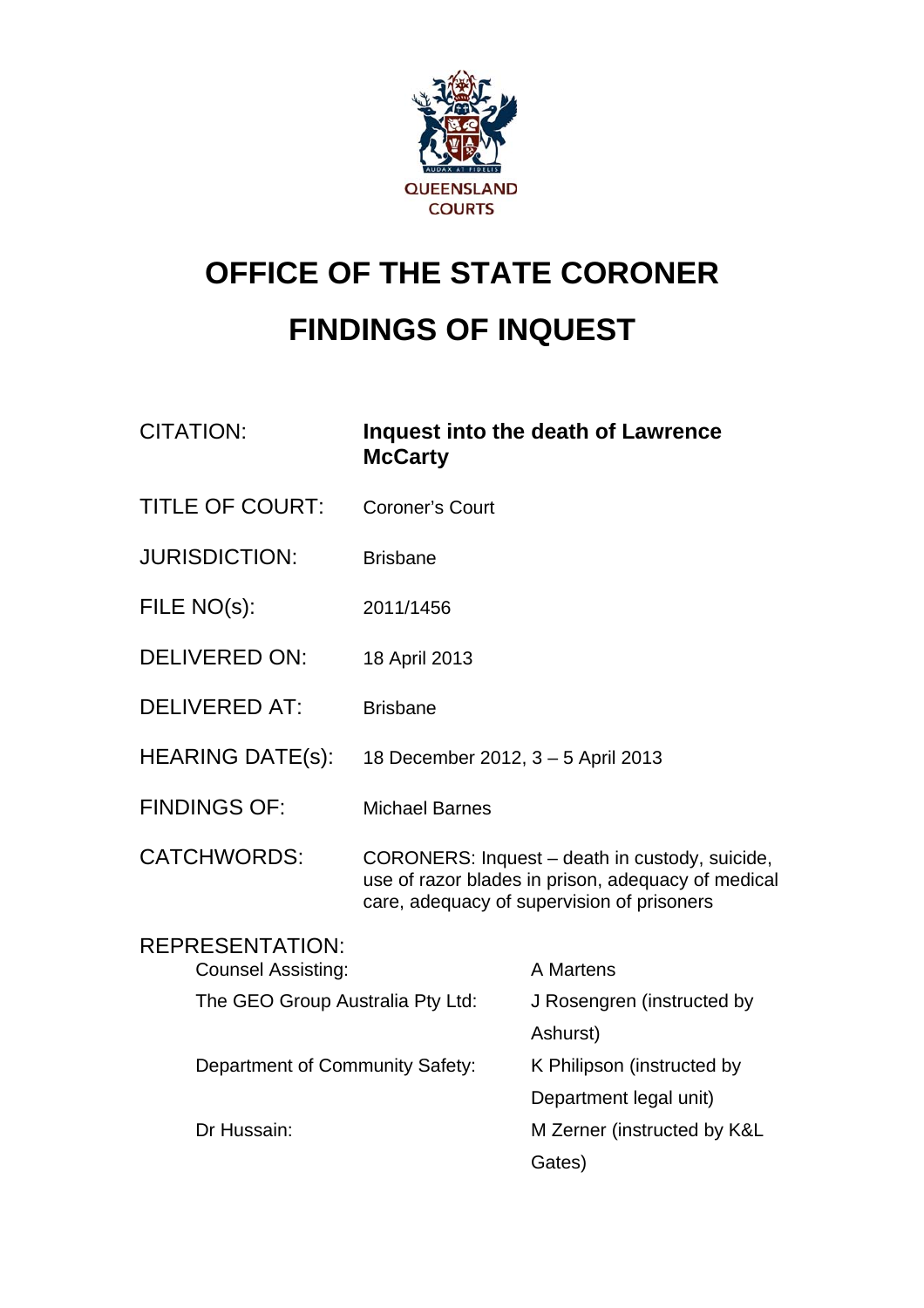QUEENSLAND COURTS

# OFFICE OF THE STATE CORONER

# FINDINGS OF INQUEST

| | |
|---|---|
| CITATION: | **Inquest into the death of Lawrence McCarty** |
| TITLE OF COURT: | Coroner's Court |
| JURISDICTION: | Brisbane |
| FILE NO(s): | 2011/1456 |
| DELIVERED ON: | 18 April 2013 |
| DELIVERED AT: | Brisbane |
| HEARING DATE(s): | 18 December 2012, 3 – 5 April 2013 |
| FINDINGS OF: | Michael Barnes |
| CATCHWORDS: | CORONERS: Inquest – death in custody, suicide, use of razor blades in prison, adequacy of medical care, adequacy of supervision of prisoners |

REPRESENTATION:

| | |
|---|---|
| Counsel Assisting: | A Martens |
| The GEO Group Australia Pty Ltd: | J Rosengren (instructed by Ashurst) |
| Department of Community Safety: | K Philipson (instructed by Department legal unit) |
| Dr Hussain: | M Zerner (instructed by K&L Gates) |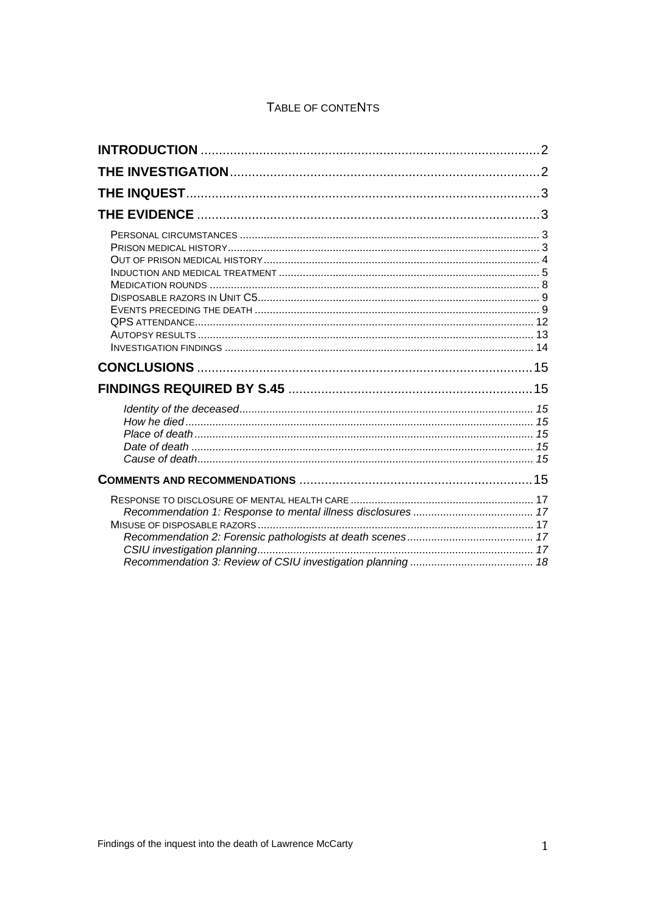# Table of Contents

**INTRODUCTION** ..... 2
**THE INVESTIGATION** ..... 2
**THE INQUEST** ..... 3
**THE EVIDENCE** ..... 3

- Personal circumstances ..... 3
- Prison medical history ..... 3
- Out of prison medical history ..... 4
- Induction and medical treatment ..... 5
- Medication rounds ..... 8
- Disposable razors in Unit C5 ..... 9
- Events preceding the death ..... 9
- QPS attendance ..... 12
- Autopsy results ..... 13
- Investigation findings ..... 14

**CONCLUSIONS** ..... 15
**FINDINGS REQUIRED BY S.45** ..... 15

- *Identity of the deceased* ..... 15
- *How he died* ..... 15
- *Place of death* ..... 15
- *Date of death* ..... 15
- *Cause of death* ..... 15

**COMMENTS AND RECOMMENDATIONS** ..... 15

- Response to disclosure of mental health care ..... 17
  - *Recommendation 1: Response to mental illness disclosures* ..... 17
- Misuse of disposable razors ..... 17
  - *Recommendation 2: Forensic pathologists at death scenes* ..... 17
  - *CSIU investigation planning* ..... 17
  - *Recommendation 3: Review of CSIU investigation planning* ..... 18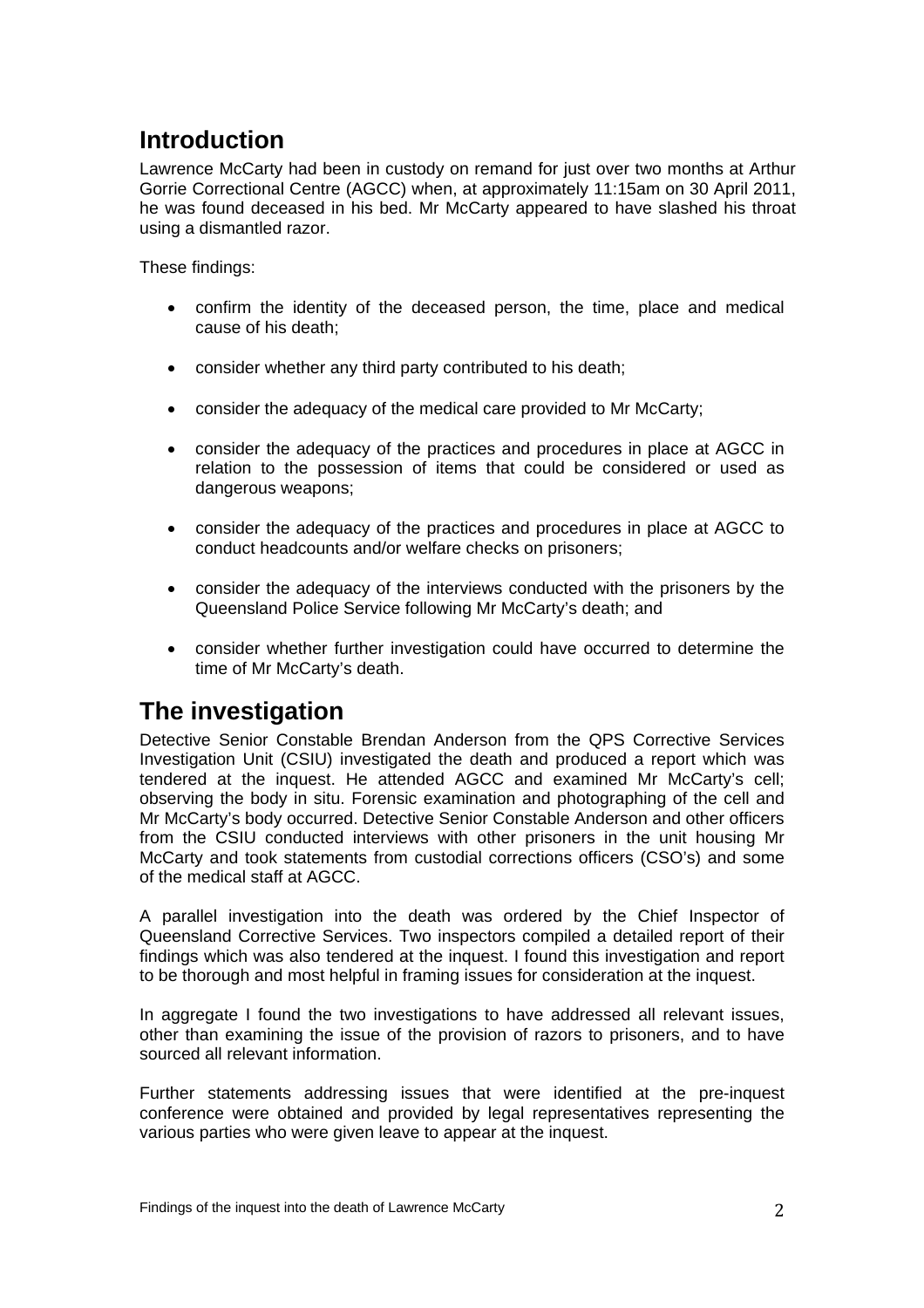## Introduction

Lawrence McCarty had been in custody on remand for just over two months at Arthur Gorrie Correctional Centre (AGCC) when, at approximately 11:15am on 30 April 2011, he was found deceased in his bed. Mr McCarty appeared to have slashed his throat using a dismantled razor.

These findings:

- confirm the identity of the deceased person, the time, place and medical cause of his death;
- consider whether any third party contributed to his death;
- consider the adequacy of the medical care provided to Mr McCarty;
- consider the adequacy of the practices and procedures in place at AGCC in relation to the possession of items that could be considered or used as dangerous weapons;
- consider the adequacy of the practices and procedures in place at AGCC to conduct headcounts and/or welfare checks on prisoners;
- consider the adequacy of the interviews conducted with the prisoners by the Queensland Police Service following Mr McCarty's death; and
- consider whether further investigation could have occurred to determine the time of Mr McCarty's death.

## The investigation

Detective Senior Constable Brendan Anderson from the QPS Corrective Services Investigation Unit (CSIU) investigated the death and produced a report which was tendered at the inquest. He attended AGCC and examined Mr McCarty's cell; observing the body in situ. Forensic examination and photographing of the cell and Mr McCarty's body occurred. Detective Senior Constable Anderson and other officers from the CSIU conducted interviews with other prisoners in the unit housing Mr McCarty and took statements from custodial corrections officers (CSO's) and some of the medical staff at AGCC.

A parallel investigation into the death was ordered by the Chief Inspector of Queensland Corrective Services. Two inspectors compiled a detailed report of their findings which was also tendered at the inquest. I found this investigation and report to be thorough and most helpful in framing issues for consideration at the inquest.

In aggregate I found the two investigations to have addressed all relevant issues, other than examining the issue of the provision of razors to prisoners, and to have sourced all relevant information.

Further statements addressing issues that were identified at the pre-inquest conference were obtained and provided by legal representatives representing the various parties who were given leave to appear at the inquest.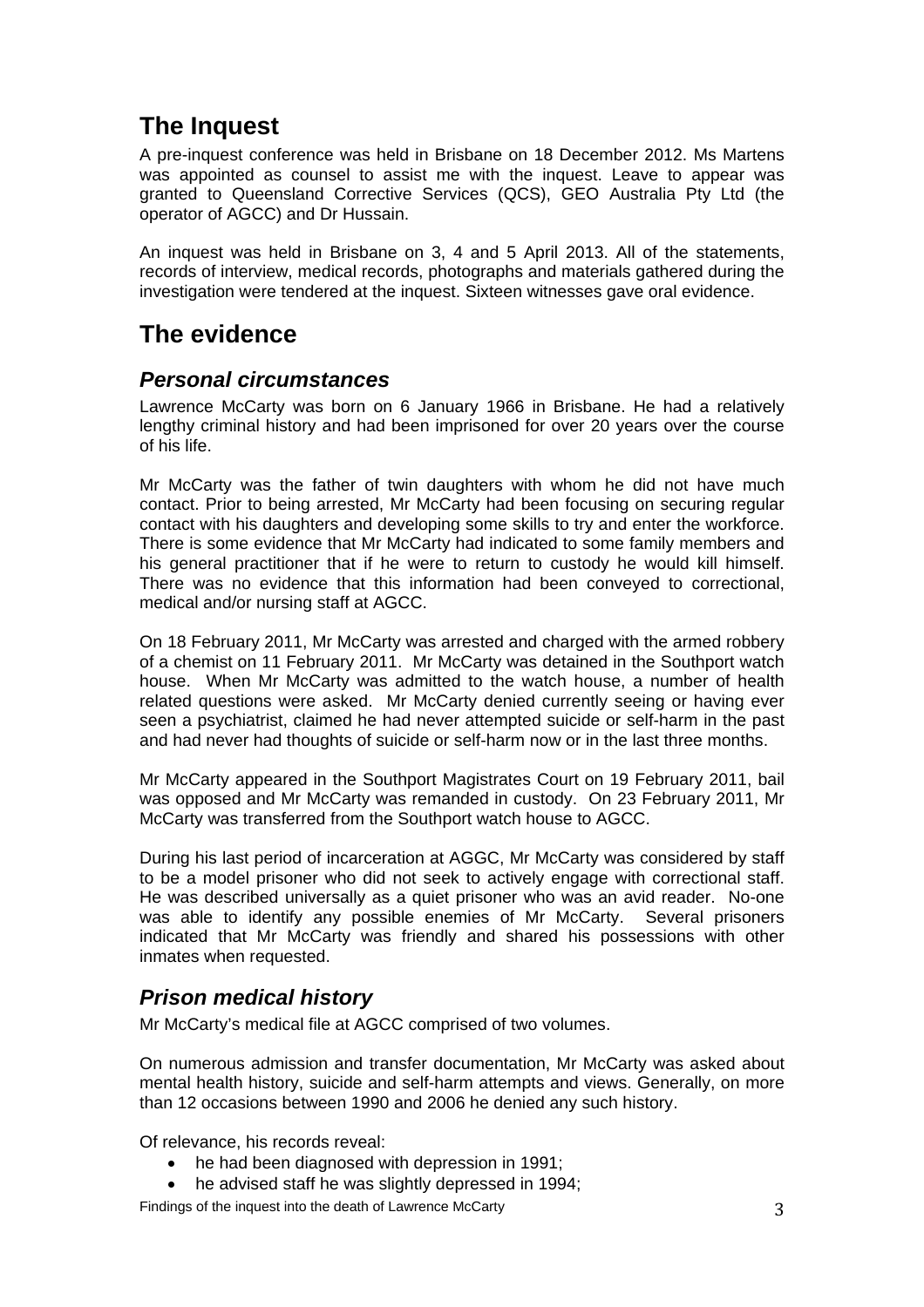# The Inquest

A pre-inquest conference was held in Brisbane on 18 December 2012. Ms Martens was appointed as counsel to assist me with the inquest. Leave to appear was granted to Queensland Corrective Services (QCS), GEO Australia Pty Ltd (the operator of AGCC) and Dr Hussain.

An inquest was held in Brisbane on 3, 4 and 5 April 2013. All of the statements, records of interview, medical records, photographs and materials gathered during the investigation were tendered at the inquest. Sixteen witnesses gave oral evidence.

# The evidence

## *Personal circumstances*

Lawrence McCarty was born on 6 January 1966 in Brisbane. He had a relatively lengthy criminal history and had been imprisoned for over 20 years over the course of his life.

Mr McCarty was the father of twin daughters with whom he did not have much contact. Prior to being arrested, Mr McCarty had been focusing on securing regular contact with his daughters and developing some skills to try and enter the workforce. There is some evidence that Mr McCarty had indicated to some family members and his general practitioner that if he were to return to custody he would kill himself. There was no evidence that this information had been conveyed to correctional, medical and/or nursing staff at AGCC.

On 18 February 2011, Mr McCarty was arrested and charged with the armed robbery of a chemist on 11 February 2011. Mr McCarty was detained in the Southport watch house. When Mr McCarty was admitted to the watch house, a number of health related questions were asked. Mr McCarty denied currently seeing or having ever seen a psychiatrist, claimed he had never attempted suicide or self-harm in the past and had never had thoughts of suicide or self-harm now or in the last three months.

Mr McCarty appeared in the Southport Magistrates Court on 19 February 2011, bail was opposed and Mr McCarty was remanded in custody. On 23 February 2011, Mr McCarty was transferred from the Southport watch house to AGCC.

During his last period of incarceration at AGGC, Mr McCarty was considered by staff to be a model prisoner who did not seek to actively engage with correctional staff. He was described universally as a quiet prisoner who was an avid reader. No-one was able to identify any possible enemies of Mr McCarty. Several prisoners indicated that Mr McCarty was friendly and shared his possessions with other inmates when requested.

## *Prison medical history*

Mr McCarty's medical file at AGCC comprised of two volumes.

On numerous admission and transfer documentation, Mr McCarty was asked about mental health history, suicide and self-harm attempts and views. Generally, on more than 12 occasions between 1990 and 2006 he denied any such history.

Of relevance, his records reveal:

- he had been diagnosed with depression in 1991;
- he advised staff he was slightly depressed in 1994;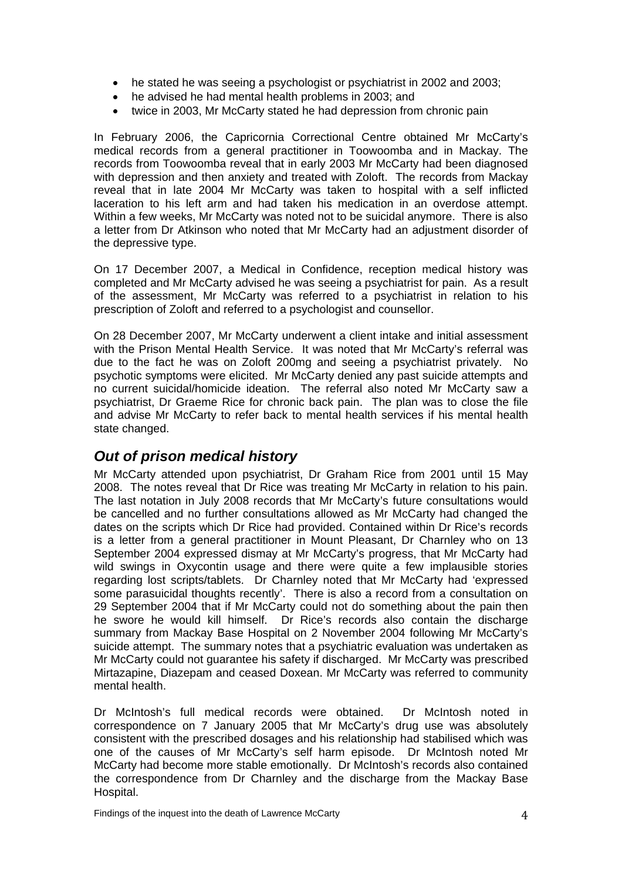- he stated he was seeing a psychologist or psychiatrist in 2002 and 2003;
- he advised he had mental health problems in 2003; and
- twice in 2003, Mr McCarty stated he had depression from chronic pain

In February 2006, the Capricornia Correctional Centre obtained Mr McCarty's medical records from a general practitioner in Toowoomba and in Mackay. The records from Toowoomba reveal that in early 2003 Mr McCarty had been diagnosed with depression and then anxiety and treated with Zoloft. The records from Mackay reveal that in late 2004 Mr McCarty was taken to hospital with a self inflicted laceration to his left arm and had taken his medication in an overdose attempt. Within a few weeks, Mr McCarty was noted not to be suicidal anymore. There is also a letter from Dr Atkinson who noted that Mr McCarty had an adjustment disorder of the depressive type.

On 17 December 2007, a Medical in Confidence, reception medical history was completed and Mr McCarty advised he was seeing a psychiatrist for pain. As a result of the assessment, Mr McCarty was referred to a psychiatrist in relation to his prescription of Zoloft and referred to a psychologist and counsellor.

On 28 December 2007, Mr McCarty underwent a client intake and initial assessment with the Prison Mental Health Service. It was noted that Mr McCarty's referral was due to the fact he was on Zoloft 200mg and seeing a psychiatrist privately. No psychotic symptoms were elicited. Mr McCarty denied any past suicide attempts and no current suicidal/homicide ideation. The referral also noted Mr McCarty saw a psychiatrist, Dr Graeme Rice for chronic back pain. The plan was to close the file and advise Mr McCarty to refer back to mental health services if his mental health state changed.

## *Out of prison medical history*

Mr McCarty attended upon psychiatrist, Dr Graham Rice from 2001 until 15 May 2008. The notes reveal that Dr Rice was treating Mr McCarty in relation to his pain. The last notation in July 2008 records that Mr McCarty's future consultations would be cancelled and no further consultations allowed as Mr McCarty had changed the dates on the scripts which Dr Rice had provided. Contained within Dr Rice's records is a letter from a general practitioner in Mount Pleasant, Dr Charnley who on 13 September 2004 expressed dismay at Mr McCarty's progress, that Mr McCarty had wild swings in Oxycontin usage and there were quite a few implausible stories regarding lost scripts/tablets. Dr Charnley noted that Mr McCarty had 'expressed some parasuicidal thoughts recently'. There is also a record from a consultation on 29 September 2004 that if Mr McCarty could not do something about the pain then he swore he would kill himself. Dr Rice's records also contain the discharge summary from Mackay Base Hospital on 2 November 2004 following Mr McCarty's suicide attempt. The summary notes that a psychiatric evaluation was undertaken as Mr McCarty could not guarantee his safety if discharged. Mr McCarty was prescribed Mirtazapine, Diazepam and ceased Doxean. Mr McCarty was referred to community mental health.

Dr McIntosh's full medical records were obtained. Dr McIntosh noted in correspondence on 7 January 2005 that Mr McCarty's drug use was absolutely consistent with the prescribed dosages and his relationship had stabilised which was one of the causes of Mr McCarty's self harm episode. Dr McIntosh noted Mr McCarty had become more stable emotionally. Dr McIntosh's records also contained the correspondence from Dr Charnley and the discharge from the Mackay Base Hospital.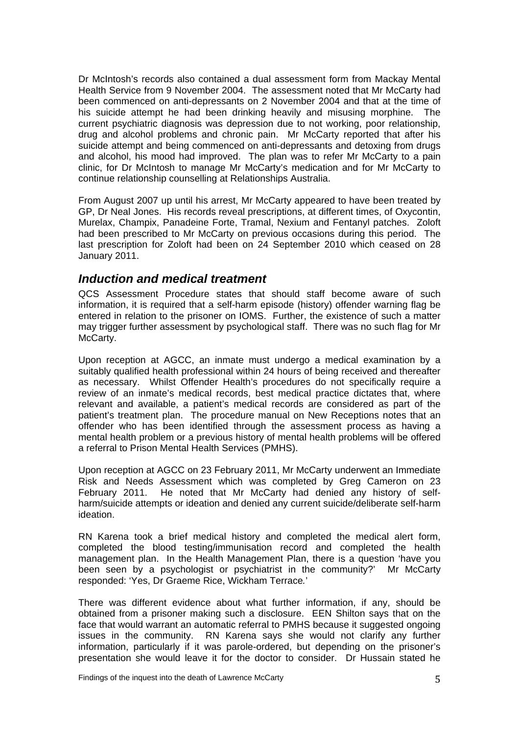Dr McIntosh's records also contained a dual assessment form from Mackay Mental Health Service from 9 November 2004. The assessment noted that Mr McCarty had been commenced on anti-depressants on 2 November 2004 and that at the time of his suicide attempt he had been drinking heavily and misusing morphine. The current psychiatric diagnosis was depression due to not working, poor relationship, drug and alcohol problems and chronic pain. Mr McCarty reported that after his suicide attempt and being commenced on anti-depressants and detoxing from drugs and alcohol, his mood had improved. The plan was to refer Mr McCarty to a pain clinic, for Dr McIntosh to manage Mr McCarty's medication and for Mr McCarty to continue relationship counselling at Relationships Australia.

From August 2007 up until his arrest, Mr McCarty appeared to have been treated by GP, Dr Neal Jones. His records reveal prescriptions, at different times, of Oxycontin, Murelax, Champix, Panadeine Forte, Tramal, Nexium and Fentanyl patches. Zoloft had been prescribed to Mr McCarty on previous occasions during this period. The last prescription for Zoloft had been on 24 September 2010 which ceased on 28 January 2011.

## *Induction and medical treatment*

QCS Assessment Procedure states that should staff become aware of such information, it is required that a self-harm episode (history) offender warning flag be entered in relation to the prisoner on IOMS. Further, the existence of such a matter may trigger further assessment by psychological staff. There was no such flag for Mr McCarty.

Upon reception at AGCC, an inmate must undergo a medical examination by a suitably qualified health professional within 24 hours of being received and thereafter as necessary. Whilst Offender Health's procedures do not specifically require a review of an inmate's medical records, best medical practice dictates that, where relevant and available, a patient's medical records are considered as part of the patient's treatment plan. The procedure manual on New Receptions notes that an offender who has been identified through the assessment process as having a mental health problem or a previous history of mental health problems will be offered a referral to Prison Mental Health Services (PMHS).

Upon reception at AGCC on 23 February 2011, Mr McCarty underwent an Immediate Risk and Needs Assessment which was completed by Greg Cameron on 23 February 2011. He noted that Mr McCarty had denied any history of self-harm/suicide attempts or ideation and denied any current suicide/deliberate self-harm ideation.

RN Karena took a brief medical history and completed the medical alert form, completed the blood testing/immunisation record and completed the health management plan. In the Health Management Plan, there is a question 'have you been seen by a psychologist or psychiatrist in the community?' Mr McCarty responded: 'Yes, Dr Graeme Rice, Wickham Terrace.'

There was different evidence about what further information, if any, should be obtained from a prisoner making such a disclosure. EEN Shilton says that on the face that would warrant an automatic referral to PMHS because it suggested ongoing issues in the community. RN Karena says she would not clarify any further information, particularly if it was parole-ordered, but depending on the prisoner's presentation she would leave it for the doctor to consider. Dr Hussain stated he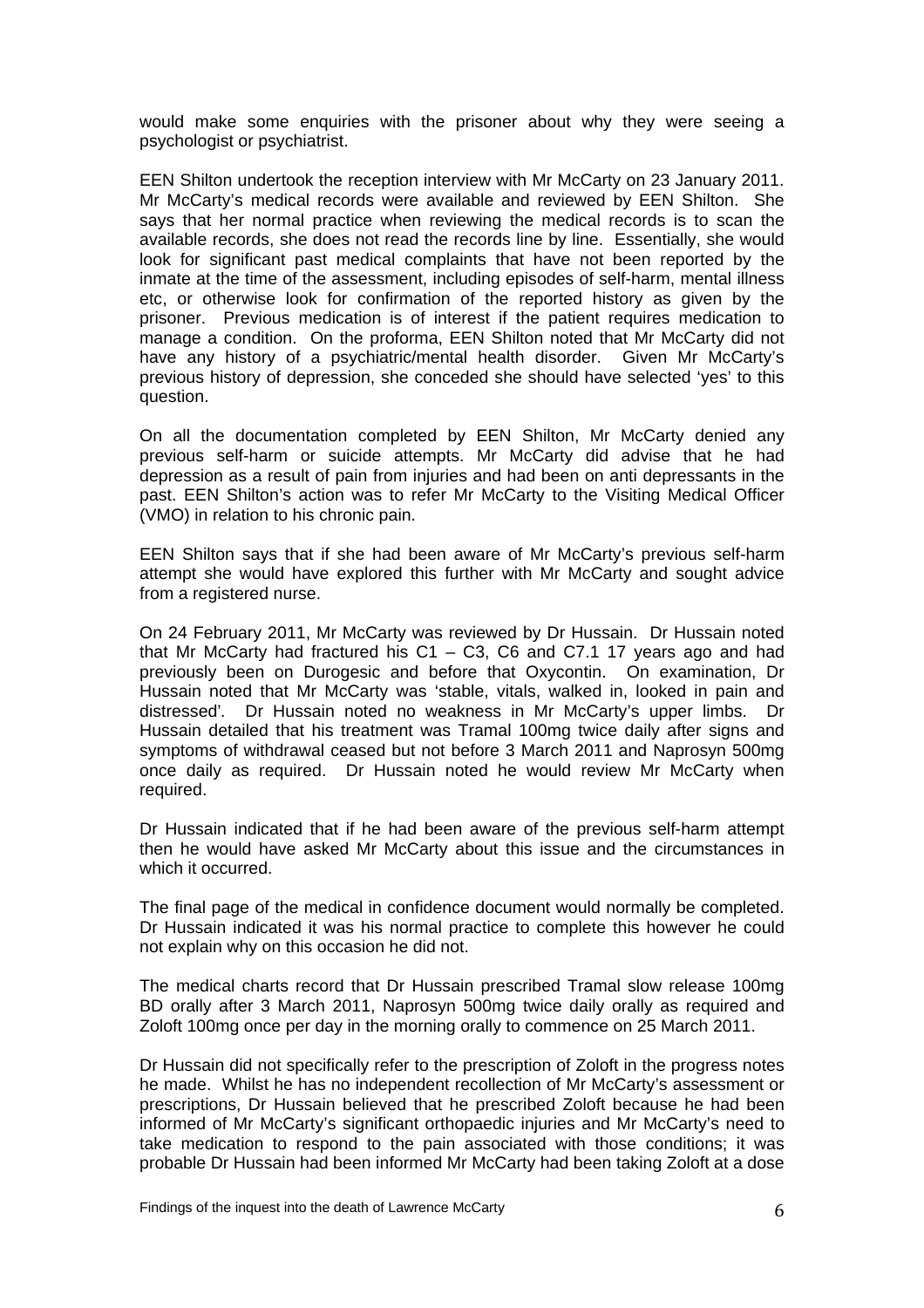would make some enquiries with the prisoner about why they were seeing a psychologist or psychiatrist.

EEN Shilton undertook the reception interview with Mr McCarty on 23 January 2011. Mr McCarty's medical records were available and reviewed by EEN Shilton. She says that her normal practice when reviewing the medical records is to scan the available records, she does not read the records line by line. Essentially, she would look for significant past medical complaints that have not been reported by the inmate at the time of the assessment, including episodes of self-harm, mental illness etc, or otherwise look for confirmation of the reported history as given by the prisoner. Previous medication is of interest if the patient requires medication to manage a condition. On the proforma, EEN Shilton noted that Mr McCarty did not have any history of a psychiatric/mental health disorder. Given Mr McCarty's previous history of depression, she conceded she should have selected 'yes' to this question.

On all the documentation completed by EEN Shilton, Mr McCarty denied any previous self-harm or suicide attempts. Mr McCarty did advise that he had depression as a result of pain from injuries and had been on anti depressants in the past. EEN Shilton's action was to refer Mr McCarty to the Visiting Medical Officer (VMO) in relation to his chronic pain.

EEN Shilton says that if she had been aware of Mr McCarty's previous self-harm attempt she would have explored this further with Mr McCarty and sought advice from a registered nurse.

On 24 February 2011, Mr McCarty was reviewed by Dr Hussain. Dr Hussain noted that Mr McCarty had fractured his C1 – C3, C6 and C7.1 17 years ago and had previously been on Durogesic and before that Oxycontin. On examination, Dr Hussain noted that Mr McCarty was 'stable, vitals, walked in, looked in pain and distressed'. Dr Hussain noted no weakness in Mr McCarty's upper limbs. Dr Hussain detailed that his treatment was Tramal 100mg twice daily after signs and symptoms of withdrawal ceased but not before 3 March 2011 and Naprosyn 500mg once daily as required. Dr Hussain noted he would review Mr McCarty when required.

Dr Hussain indicated that if he had been aware of the previous self-harm attempt then he would have asked Mr McCarty about this issue and the circumstances in which it occurred.

The final page of the medical in confidence document would normally be completed. Dr Hussain indicated it was his normal practice to complete this however he could not explain why on this occasion he did not.

The medical charts record that Dr Hussain prescribed Tramal slow release 100mg BD orally after 3 March 2011, Naprosyn 500mg twice daily orally as required and Zoloft 100mg once per day in the morning orally to commence on 25 March 2011.

Dr Hussain did not specifically refer to the prescription of Zoloft in the progress notes he made. Whilst he has no independent recollection of Mr McCarty's assessment or prescriptions, Dr Hussain believed that he prescribed Zoloft because he had been informed of Mr McCarty's significant orthopaedic injuries and Mr McCarty's need to take medication to respond to the pain associated with those conditions; it was probable Dr Hussain had been informed Mr McCarty had been taking Zoloft at a dose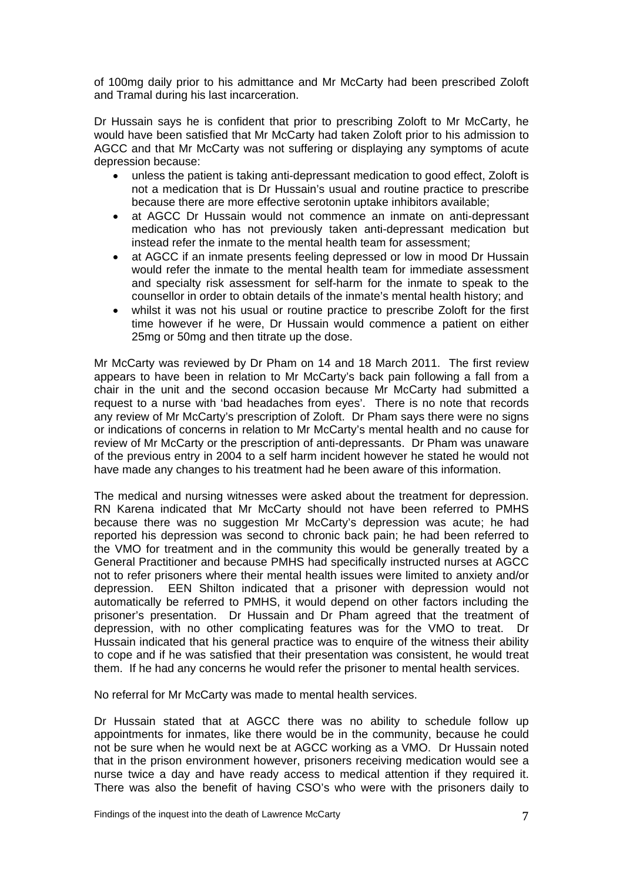of 100mg daily prior to his admittance and Mr McCarty had been prescribed Zoloft and Tramal during his last incarceration.

Dr Hussain says he is confident that prior to prescribing Zoloft to Mr McCarty, he would have been satisfied that Mr McCarty had taken Zoloft prior to his admission to AGCC and that Mr McCarty was not suffering or displaying any symptoms of acute depression because:

- unless the patient is taking anti-depressant medication to good effect, Zoloft is not a medication that is Dr Hussain's usual and routine practice to prescribe because there are more effective serotonin uptake inhibitors available;
- at AGCC Dr Hussain would not commence an inmate on anti-depressant medication who has not previously taken anti-depressant medication but instead refer the inmate to the mental health team for assessment;
- at AGCC if an inmate presents feeling depressed or low in mood Dr Hussain would refer the inmate to the mental health team for immediate assessment and specialty risk assessment for self-harm for the inmate to speak to the counsellor in order to obtain details of the inmate's mental health history; and
- whilst it was not his usual or routine practice to prescribe Zoloft for the first time however if he were, Dr Hussain would commence a patient on either 25mg or 50mg and then titrate up the dose.

Mr McCarty was reviewed by Dr Pham on 14 and 18 March 2011. The first review appears to have been in relation to Mr McCarty's back pain following a fall from a chair in the unit and the second occasion because Mr McCarty had submitted a request to a nurse with 'bad headaches from eyes'. There is no note that records any review of Mr McCarty's prescription of Zoloft. Dr Pham says there were no signs or indications of concerns in relation to Mr McCarty's mental health and no cause for review of Mr McCarty or the prescription of anti-depressants. Dr Pham was unaware of the previous entry in 2004 to a self harm incident however he stated he would not have made any changes to his treatment had he been aware of this information.

The medical and nursing witnesses were asked about the treatment for depression. RN Karena indicated that Mr McCarty should not have been referred to PMHS because there was no suggestion Mr McCarty's depression was acute; he had reported his depression was second to chronic back pain; he had been referred to the VMO for treatment and in the community this would be generally treated by a General Practitioner and because PMHS had specifically instructed nurses at AGCC not to refer prisoners where their mental health issues were limited to anxiety and/or depression. EEN Shilton indicated that a prisoner with depression would not automatically be referred to PMHS, it would depend on other factors including the prisoner's presentation. Dr Hussain and Dr Pham agreed that the treatment of depression, with no other complicating features was for the VMO to treat. Dr Hussain indicated that his general practice was to enquire of the witness their ability to cope and if he was satisfied that their presentation was consistent, he would treat them. If he had any concerns he would refer the prisoner to mental health services.

No referral for Mr McCarty was made to mental health services.

Dr Hussain stated that at AGCC there was no ability to schedule follow up appointments for inmates, like there would be in the community, because he could not be sure when he would next be at AGCC working as a VMO. Dr Hussain noted that in the prison environment however, prisoners receiving medication would see a nurse twice a day and have ready access to medical attention if they required it. There was also the benefit of having CSO's who were with the prisoners daily to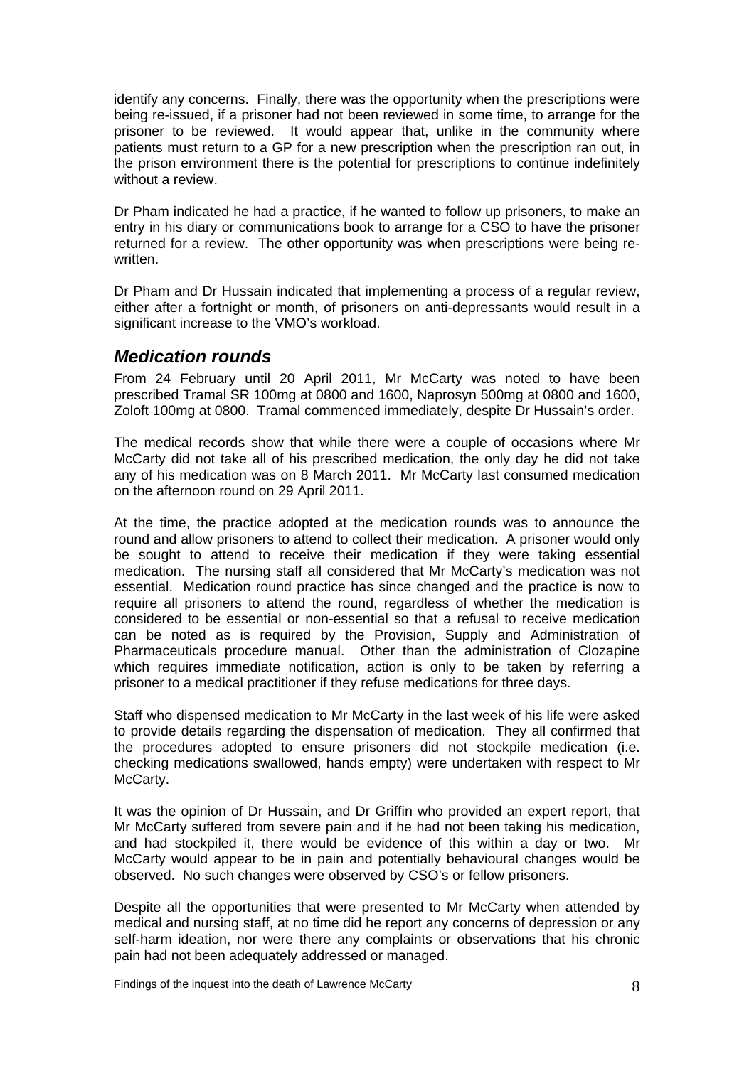identify any concerns. Finally, there was the opportunity when the prescriptions were being re-issued, if a prisoner had not been reviewed in some time, to arrange for the prisoner to be reviewed. It would appear that, unlike in the community where patients must return to a GP for a new prescription when the prescription ran out, in the prison environment there is the potential for prescriptions to continue indefinitely without a review.

Dr Pham indicated he had a practice, if he wanted to follow up prisoners, to make an entry in his diary or communications book to arrange for a CSO to have the prisoner returned for a review. The other opportunity was when prescriptions were being re-written.

Dr Pham and Dr Hussain indicated that implementing a process of a regular review, either after a fortnight or month, of prisoners on anti-depressants would result in a significant increase to the VMO's workload.

## *Medication rounds*

From 24 February until 20 April 2011, Mr McCarty was noted to have been prescribed Tramal SR 100mg at 0800 and 1600, Naprosyn 500mg at 0800 and 1600, Zoloft 100mg at 0800. Tramal commenced immediately, despite Dr Hussain's order.

The medical records show that while there were a couple of occasions where Mr McCarty did not take all of his prescribed medication, the only day he did not take any of his medication was on 8 March 2011. Mr McCarty last consumed medication on the afternoon round on 29 April 2011.

At the time, the practice adopted at the medication rounds was to announce the round and allow prisoners to attend to collect their medication. A prisoner would only be sought to attend to receive their medication if they were taking essential medication. The nursing staff all considered that Mr McCarty's medication was not essential. Medication round practice has since changed and the practice is now to require all prisoners to attend the round, regardless of whether the medication is considered to be essential or non-essential so that a refusal to receive medication can be noted as is required by the Provision, Supply and Administration of Pharmaceuticals procedure manual. Other than the administration of Clozapine which requires immediate notification, action is only to be taken by referring a prisoner to a medical practitioner if they refuse medications for three days.

Staff who dispensed medication to Mr McCarty in the last week of his life were asked to provide details regarding the dispensation of medication. They all confirmed that the procedures adopted to ensure prisoners did not stockpile medication (i.e. checking medications swallowed, hands empty) were undertaken with respect to Mr McCarty.

It was the opinion of Dr Hussain, and Dr Griffin who provided an expert report, that Mr McCarty suffered from severe pain and if he had not been taking his medication, and had stockpiled it, there would be evidence of this within a day or two. Mr McCarty would appear to be in pain and potentially behavioural changes would be observed. No such changes were observed by CSO's or fellow prisoners.

Despite all the opportunities that were presented to Mr McCarty when attended by medical and nursing staff, at no time did he report any concerns of depression or any self-harm ideation, nor were there any complaints or observations that his chronic pain had not been adequately addressed or managed.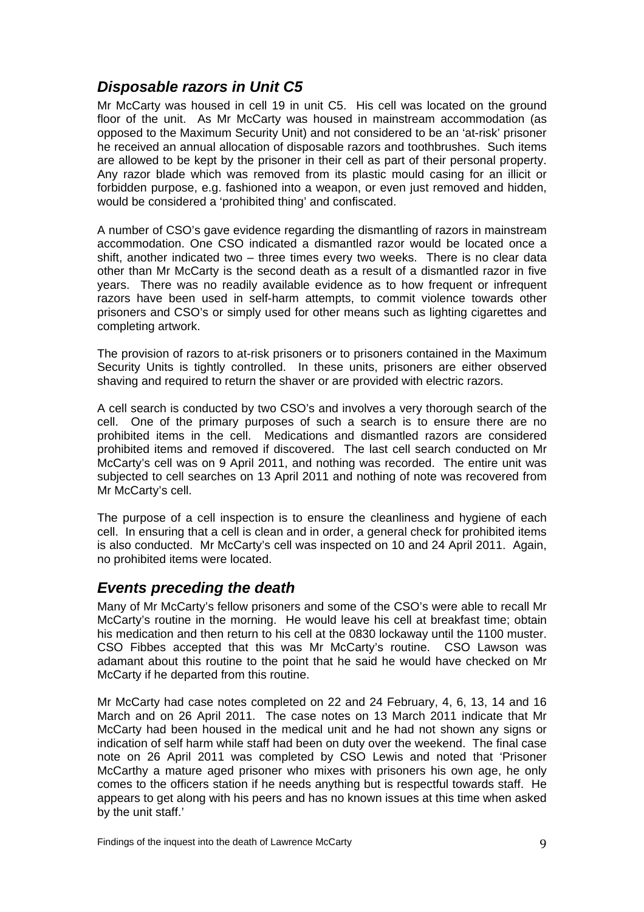## *Disposable razors in Unit C5*

Mr McCarty was housed in cell 19 in unit C5. His cell was located on the ground floor of the unit. As Mr McCarty was housed in mainstream accommodation (as opposed to the Maximum Security Unit) and not considered to be an 'at-risk' prisoner he received an annual allocation of disposable razors and toothbrushes. Such items are allowed to be kept by the prisoner in their cell as part of their personal property. Any razor blade which was removed from its plastic mould casing for an illicit or forbidden purpose, e.g. fashioned into a weapon, or even just removed and hidden, would be considered a 'prohibited thing' and confiscated.

A number of CSO's gave evidence regarding the dismantling of razors in mainstream accommodation. One CSO indicated a dismantled razor would be located once a shift, another indicated two – three times every two weeks. There is no clear data other than Mr McCarty is the second death as a result of a dismantled razor in five years. There was no readily available evidence as to how frequent or infrequent razors have been used in self-harm attempts, to commit violence towards other prisoners and CSO's or simply used for other means such as lighting cigarettes and completing artwork.

The provision of razors to at-risk prisoners or to prisoners contained in the Maximum Security Units is tightly controlled. In these units, prisoners are either observed shaving and required to return the shaver or are provided with electric razors.

A cell search is conducted by two CSO's and involves a very thorough search of the cell. One of the primary purposes of such a search is to ensure there are no prohibited items in the cell. Medications and dismantled razors are considered prohibited items and removed if discovered. The last cell search conducted on Mr McCarty's cell was on 9 April 2011, and nothing was recorded. The entire unit was subjected to cell searches on 13 April 2011 and nothing of note was recovered from Mr McCarty's cell.

The purpose of a cell inspection is to ensure the cleanliness and hygiene of each cell. In ensuring that a cell is clean and in order, a general check for prohibited items is also conducted. Mr McCarty's cell was inspected on 10 and 24 April 2011. Again, no prohibited items were located.

## *Events preceding the death*

Many of Mr McCarty's fellow prisoners and some of the CSO's were able to recall Mr McCarty's routine in the morning. He would leave his cell at breakfast time; obtain his medication and then return to his cell at the 0830 lockaway until the 1100 muster. CSO Fibbes accepted that this was Mr McCarty's routine. CSO Lawson was adamant about this routine to the point that he said he would have checked on Mr McCarty if he departed from this routine.

Mr McCarty had case notes completed on 22 and 24 February, 4, 6, 13, 14 and 16 March and on 26 April 2011. The case notes on 13 March 2011 indicate that Mr McCarty had been housed in the medical unit and he had not shown any signs or indication of self harm while staff had been on duty over the weekend. The final case note on 26 April 2011 was completed by CSO Lewis and noted that 'Prisoner McCarthy a mature aged prisoner who mixes with prisoners his own age, he only comes to the officers station if he needs anything but is respectful towards staff. He appears to get along with his peers and has no known issues at this time when asked by the unit staff.'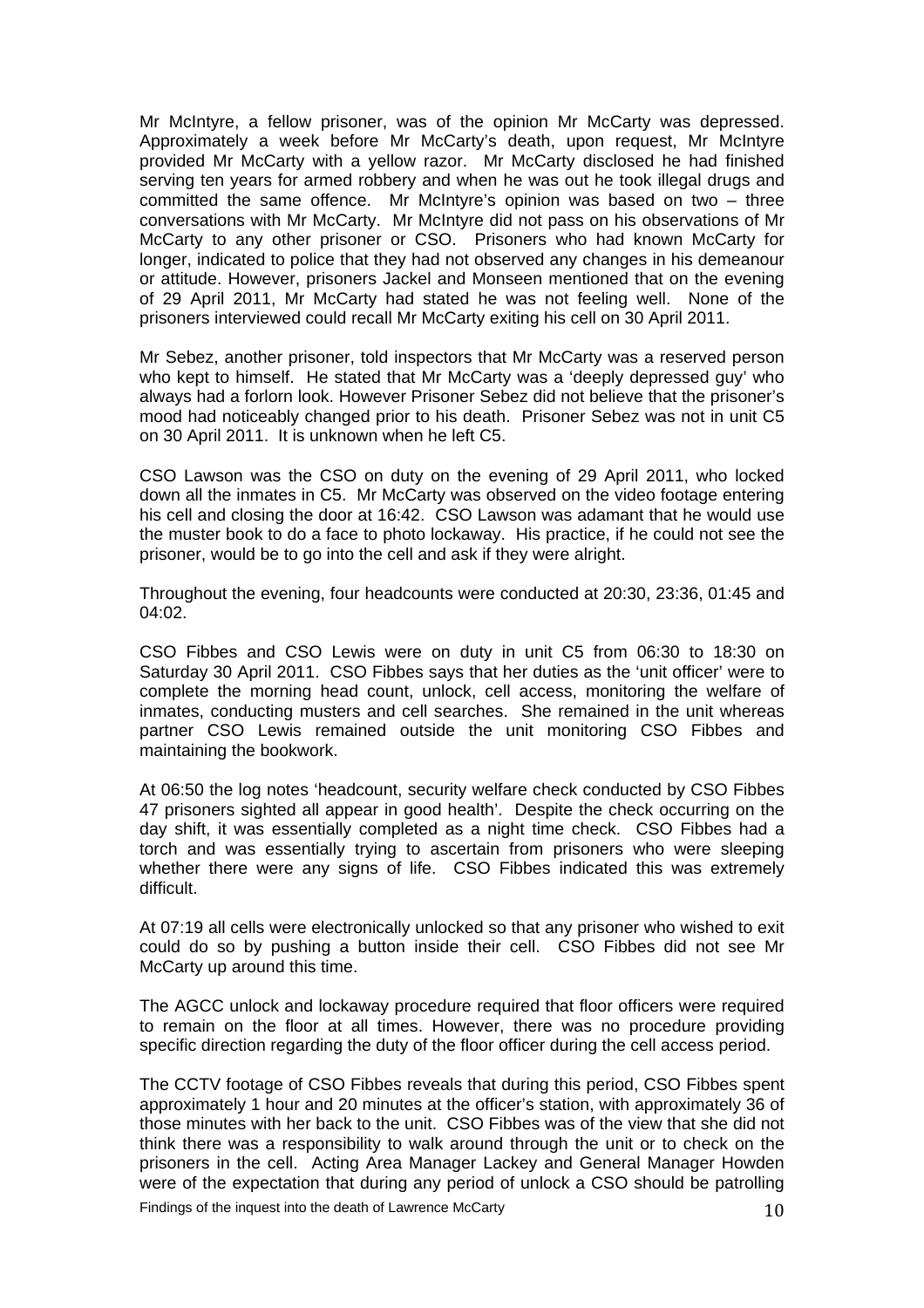Mr McIntyre, a fellow prisoner, was of the opinion Mr McCarty was depressed. Approximately a week before Mr McCarty's death, upon request, Mr McIntyre provided Mr McCarty with a yellow razor. Mr McCarty disclosed he had finished serving ten years for armed robbery and when he was out he took illegal drugs and committed the same offence. Mr McIntyre's opinion was based on two – three conversations with Mr McCarty. Mr McIntyre did not pass on his observations of Mr McCarty to any other prisoner or CSO. Prisoners who had known McCarty for longer, indicated to police that they had not observed any changes in his demeanour or attitude. However, prisoners Jackel and Monseen mentioned that on the evening of 29 April 2011, Mr McCarty had stated he was not feeling well. None of the prisoners interviewed could recall Mr McCarty exiting his cell on 30 April 2011.

Mr Sebez, another prisoner, told inspectors that Mr McCarty was a reserved person who kept to himself. He stated that Mr McCarty was a 'deeply depressed guy' who always had a forlorn look. However Prisoner Sebez did not believe that the prisoner's mood had noticeably changed prior to his death. Prisoner Sebez was not in unit C5 on 30 April 2011. It is unknown when he left C5.

CSO Lawson was the CSO on duty on the evening of 29 April 2011, who locked down all the inmates in C5. Mr McCarty was observed on the video footage entering his cell and closing the door at 16:42. CSO Lawson was adamant that he would use the muster book to do a face to photo lockaway. His practice, if he could not see the prisoner, would be to go into the cell and ask if they were alright.

Throughout the evening, four headcounts were conducted at 20:30, 23:36, 01:45 and 04:02.

CSO Fibbes and CSO Lewis were on duty in unit C5 from 06:30 to 18:30 on Saturday 30 April 2011. CSO Fibbes says that her duties as the 'unit officer' were to complete the morning head count, unlock, cell access, monitoring the welfare of inmates, conducting musters and cell searches. She remained in the unit whereas partner CSO Lewis remained outside the unit monitoring CSO Fibbes and maintaining the bookwork.

At 06:50 the log notes 'headcount, security welfare check conducted by CSO Fibbes 47 prisoners sighted all appear in good health'. Despite the check occurring on the day shift, it was essentially completed as a night time check. CSO Fibbes had a torch and was essentially trying to ascertain from prisoners who were sleeping whether there were any signs of life. CSO Fibbes indicated this was extremely difficult.

At 07:19 all cells were electronically unlocked so that any prisoner who wished to exit could do so by pushing a button inside their cell. CSO Fibbes did not see Mr McCarty up around this time.

The AGCC unlock and lockaway procedure required that floor officers were required to remain on the floor at all times. However, there was no procedure providing specific direction regarding the duty of the floor officer during the cell access period.

The CCTV footage of CSO Fibbes reveals that during this period, CSO Fibbes spent approximately 1 hour and 20 minutes at the officer's station, with approximately 36 of those minutes with her back to the unit. CSO Fibbes was of the view that she did not think there was a responsibility to walk around through the unit or to check on the prisoners in the cell. Acting Area Manager Lackey and General Manager Howden were of the expectation that during any period of unlock a CSO should be patrolling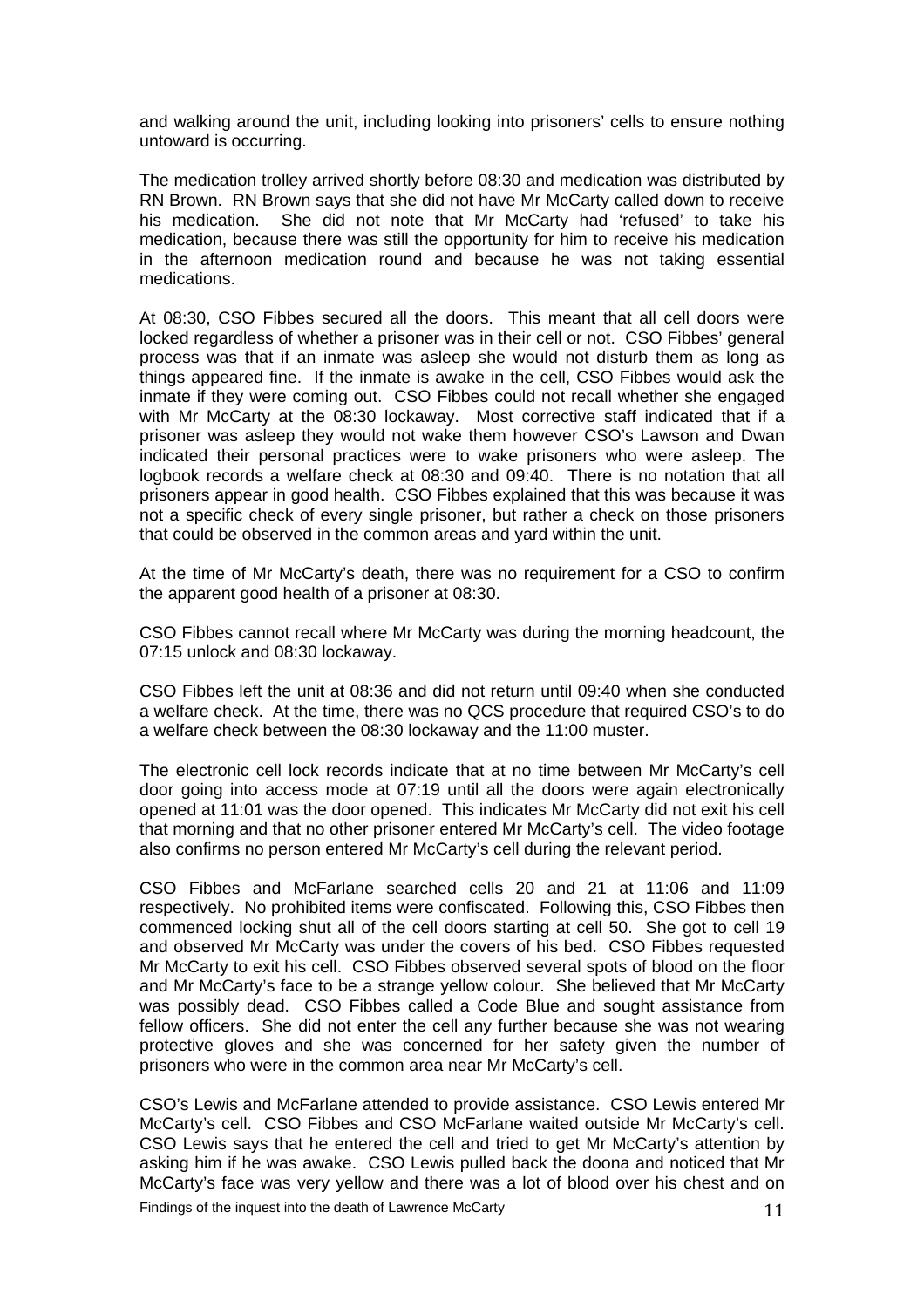and walking around the unit, including looking into prisoners' cells to ensure nothing untoward is occurring.

The medication trolley arrived shortly before 08:30 and medication was distributed by RN Brown. RN Brown says that she did not have Mr McCarty called down to receive his medication. She did not note that Mr McCarty had 'refused' to take his medication, because there was still the opportunity for him to receive his medication in the afternoon medication round and because he was not taking essential medications.

At 08:30, CSO Fibbes secured all the doors. This meant that all cell doors were locked regardless of whether a prisoner was in their cell or not. CSO Fibbes' general process was that if an inmate was asleep she would not disturb them as long as things appeared fine. If the inmate is awake in the cell, CSO Fibbes would ask the inmate if they were coming out. CSO Fibbes could not recall whether she engaged with Mr McCarty at the 08:30 lockaway. Most corrective staff indicated that if a prisoner was asleep they would not wake them however CSO's Lawson and Dwan indicated their personal practices were to wake prisoners who were asleep. The logbook records a welfare check at 08:30 and 09:40. There is no notation that all prisoners appear in good health. CSO Fibbes explained that this was because it was not a specific check of every single prisoner, but rather a check on those prisoners that could be observed in the common areas and yard within the unit.

At the time of Mr McCarty's death, there was no requirement for a CSO to confirm the apparent good health of a prisoner at 08:30.

CSO Fibbes cannot recall where Mr McCarty was during the morning headcount, the 07:15 unlock and 08:30 lockaway.

CSO Fibbes left the unit at 08:36 and did not return until 09:40 when she conducted a welfare check. At the time, there was no QCS procedure that required CSO's to do a welfare check between the 08:30 lockaway and the 11:00 muster.

The electronic cell lock records indicate that at no time between Mr McCarty's cell door going into access mode at 07:19 until all the doors were again electronically opened at 11:01 was the door opened. This indicates Mr McCarty did not exit his cell that morning and that no other prisoner entered Mr McCarty's cell. The video footage also confirms no person entered Mr McCarty's cell during the relevant period.

CSO Fibbes and McFarlane searched cells 20 and 21 at 11:06 and 11:09 respectively. No prohibited items were confiscated. Following this, CSO Fibbes then commenced locking shut all of the cell doors starting at cell 50. She got to cell 19 and observed Mr McCarty was under the covers of his bed. CSO Fibbes requested Mr McCarty to exit his cell. CSO Fibbes observed several spots of blood on the floor and Mr McCarty's face to be a strange yellow colour. She believed that Mr McCarty was possibly dead. CSO Fibbes called a Code Blue and sought assistance from fellow officers. She did not enter the cell any further because she was not wearing protective gloves and she was concerned for her safety given the number of prisoners who were in the common area near Mr McCarty's cell.

CSO's Lewis and McFarlane attended to provide assistance. CSO Lewis entered Mr McCarty's cell. CSO Fibbes and CSO McFarlane waited outside Mr McCarty's cell. CSO Lewis says that he entered the cell and tried to get Mr McCarty's attention by asking him if he was awake. CSO Lewis pulled back the doona and noticed that Mr McCarty's face was very yellow and there was a lot of blood over his chest and on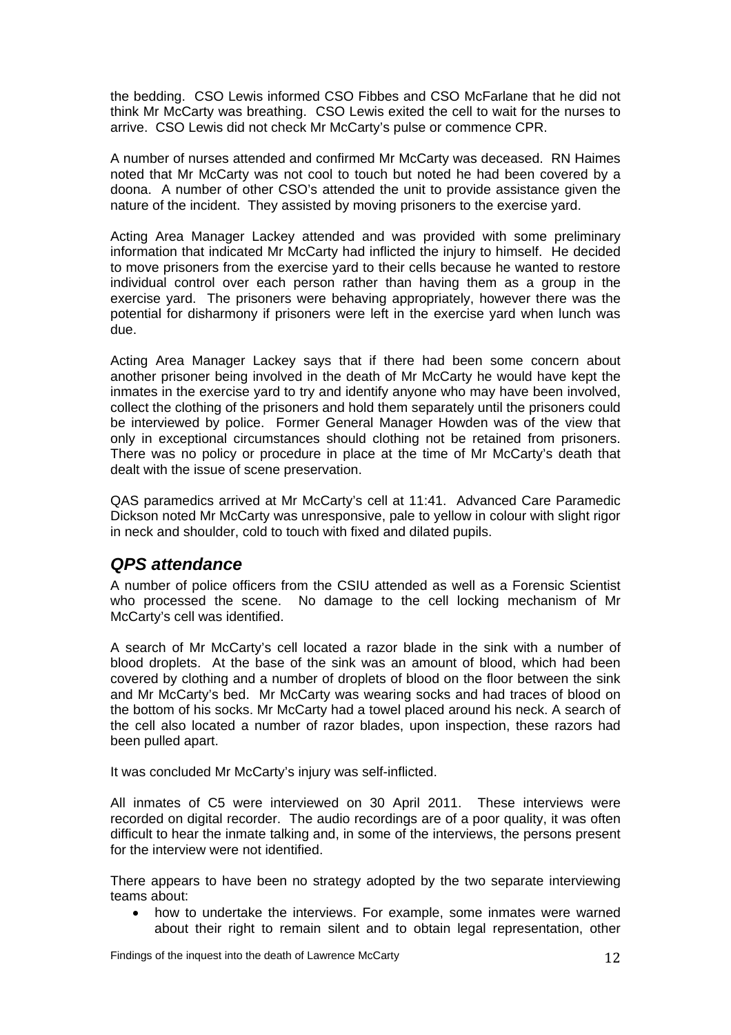the bedding. CSO Lewis informed CSO Fibbes and CSO McFarlane that he did not think Mr McCarty was breathing. CSO Lewis exited the cell to wait for the nurses to arrive. CSO Lewis did not check Mr McCarty's pulse or commence CPR.

A number of nurses attended and confirmed Mr McCarty was deceased. RN Haimes noted that Mr McCarty was not cool to touch but noted he had been covered by a doona. A number of other CSO's attended the unit to provide assistance given the nature of the incident. They assisted by moving prisoners to the exercise yard.

Acting Area Manager Lackey attended and was provided with some preliminary information that indicated Mr McCarty had inflicted the injury to himself. He decided to move prisoners from the exercise yard to their cells because he wanted to restore individual control over each person rather than having them as a group in the exercise yard. The prisoners were behaving appropriately, however there was the potential for disharmony if prisoners were left in the exercise yard when lunch was due.

Acting Area Manager Lackey says that if there had been some concern about another prisoner being involved in the death of Mr McCarty he would have kept the inmates in the exercise yard to try and identify anyone who may have been involved, collect the clothing of the prisoners and hold them separately until the prisoners could be interviewed by police. Former General Manager Howden was of the view that only in exceptional circumstances should clothing not be retained from prisoners. There was no policy or procedure in place at the time of Mr McCarty's death that dealt with the issue of scene preservation.

QAS paramedics arrived at Mr McCarty's cell at 11:41. Advanced Care Paramedic Dickson noted Mr McCarty was unresponsive, pale to yellow in colour with slight rigor in neck and shoulder, cold to touch with fixed and dilated pupils.

## *QPS attendance*

A number of police officers from the CSIU attended as well as a Forensic Scientist who processed the scene. No damage to the cell locking mechanism of Mr McCarty's cell was identified.

A search of Mr McCarty's cell located a razor blade in the sink with a number of blood droplets. At the base of the sink was an amount of blood, which had been covered by clothing and a number of droplets of blood on the floor between the sink and Mr McCarty's bed. Mr McCarty was wearing socks and had traces of blood on the bottom of his socks. Mr McCarty had a towel placed around his neck. A search of the cell also located a number of razor blades, upon inspection, these razors had been pulled apart.

It was concluded Mr McCarty's injury was self-inflicted.

All inmates of C5 were interviewed on 30 April 2011. These interviews were recorded on digital recorder. The audio recordings are of a poor quality, it was often difficult to hear the inmate talking and, in some of the interviews, the persons present for the interview were not identified.

There appears to have been no strategy adopted by the two separate interviewing teams about:

- how to undertake the interviews. For example, some inmates were warned about their right to remain silent and to obtain legal representation, other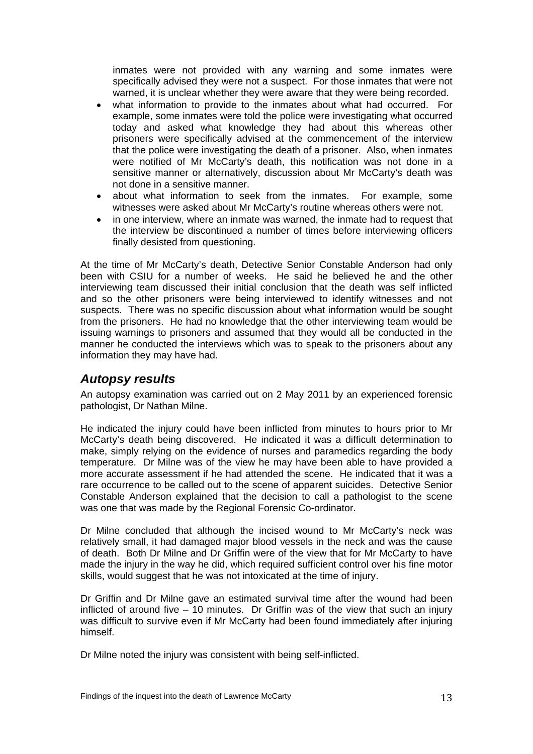inmates were not provided with any warning and some inmates were specifically advised they were not a suspect. For those inmates that were not warned, it is unclear whether they were aware that they were being recorded.

- what information to provide to the inmates about what had occurred. For example, some inmates were told the police were investigating what occurred today and asked what knowledge they had about this whereas other prisoners were specifically advised at the commencement of the interview that the police were investigating the death of a prisoner. Also, when inmates were notified of Mr McCarty's death, this notification was not done in a sensitive manner or alternatively, discussion about Mr McCarty's death was not done in a sensitive manner.
- about what information to seek from the inmates. For example, some witnesses were asked about Mr McCarty's routine whereas others were not.
- in one interview, where an inmate was warned, the inmate had to request that the interview be discontinued a number of times before interviewing officers finally desisted from questioning.

At the time of Mr McCarty's death, Detective Senior Constable Anderson had only been with CSIU for a number of weeks. He said he believed he and the other interviewing team discussed their initial conclusion that the death was self inflicted and so the other prisoners were being interviewed to identify witnesses and not suspects. There was no specific discussion about what information would be sought from the prisoners. He had no knowledge that the other interviewing team would be issuing warnings to prisoners and assumed that they would all be conducted in the manner he conducted the interviews which was to speak to the prisoners about any information they may have had.

## *Autopsy results*

An autopsy examination was carried out on 2 May 2011 by an experienced forensic pathologist, Dr Nathan Milne.

He indicated the injury could have been inflicted from minutes to hours prior to Mr McCarty's death being discovered. He indicated it was a difficult determination to make, simply relying on the evidence of nurses and paramedics regarding the body temperature. Dr Milne was of the view he may have been able to have provided a more accurate assessment if he had attended the scene. He indicated that it was a rare occurrence to be called out to the scene of apparent suicides. Detective Senior Constable Anderson explained that the decision to call a pathologist to the scene was one that was made by the Regional Forensic Co-ordinator.

Dr Milne concluded that although the incised wound to Mr McCarty's neck was relatively small, it had damaged major blood vessels in the neck and was the cause of death. Both Dr Milne and Dr Griffin were of the view that for Mr McCarty to have made the injury in the way he did, which required sufficient control over his fine motor skills, would suggest that he was not intoxicated at the time of injury.

Dr Griffin and Dr Milne gave an estimated survival time after the wound had been inflicted of around five – 10 minutes. Dr Griffin was of the view that such an injury was difficult to survive even if Mr McCarty had been found immediately after injuring himself.

Dr Milne noted the injury was consistent with being self-inflicted.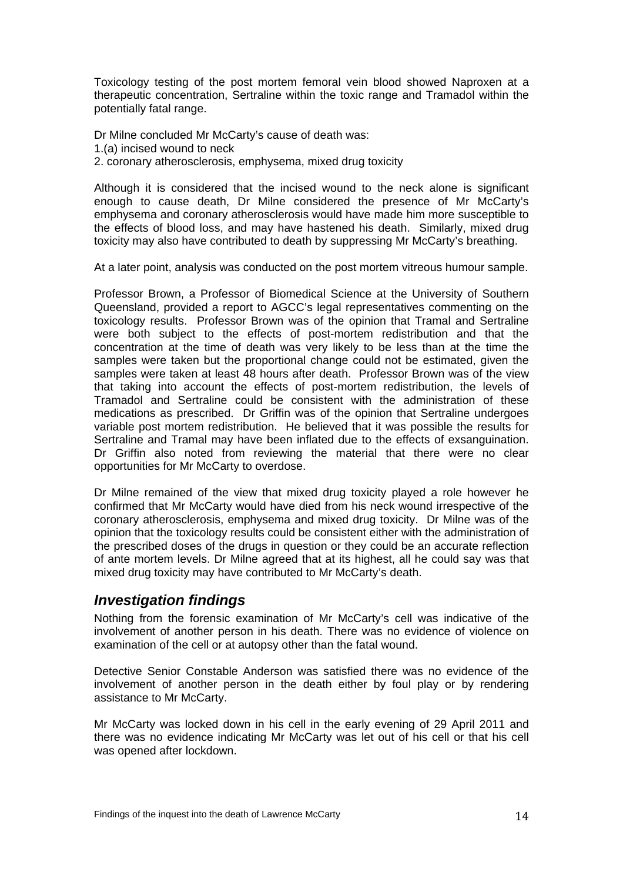Toxicology testing of the post mortem femoral vein blood showed Naproxen at a therapeutic concentration, Sertraline within the toxic range and Tramadol within the potentially fatal range.

Dr Milne concluded Mr McCarty's cause of death was:
1.(a) incised wound to neck
2. coronary atherosclerosis, emphysema, mixed drug toxicity

Although it is considered that the incised wound to the neck alone is significant enough to cause death, Dr Milne considered the presence of Mr McCarty's emphysema and coronary atherosclerosis would have made him more susceptible to the effects of blood loss, and may have hastened his death. Similarly, mixed drug toxicity may also have contributed to death by suppressing Mr McCarty's breathing.

At a later point, analysis was conducted on the post mortem vitreous humour sample.

Professor Brown, a Professor of Biomedical Science at the University of Southern Queensland, provided a report to AGCC's legal representatives commenting on the toxicology results. Professor Brown was of the opinion that Tramal and Sertraline were both subject to the effects of post-mortem redistribution and that the concentration at the time of death was very likely to be less than at the time the samples were taken but the proportional change could not be estimated, given the samples were taken at least 48 hours after death. Professor Brown was of the view that taking into account the effects of post-mortem redistribution, the levels of Tramadol and Sertraline could be consistent with the administration of these medications as prescribed. Dr Griffin was of the opinion that Sertraline undergoes variable post mortem redistribution. He believed that it was possible the results for Sertraline and Tramal may have been inflated due to the effects of exsanguination. Dr Griffin also noted from reviewing the material that there were no clear opportunities for Mr McCarty to overdose.

Dr Milne remained of the view that mixed drug toxicity played a role however he confirmed that Mr McCarty would have died from his neck wound irrespective of the coronary atherosclerosis, emphysema and mixed drug toxicity. Dr Milne was of the opinion that the toxicology results could be consistent either with the administration of the prescribed doses of the drugs in question or they could be an accurate reflection of ante mortem levels. Dr Milne agreed that at its highest, all he could say was that mixed drug toxicity may have contributed to Mr McCarty's death.

## *Investigation findings*

Nothing from the forensic examination of Mr McCarty's cell was indicative of the involvement of another person in his death. There was no evidence of violence on examination of the cell or at autopsy other than the fatal wound.

Detective Senior Constable Anderson was satisfied there was no evidence of the involvement of another person in the death either by foul play or by rendering assistance to Mr McCarty.

Mr McCarty was locked down in his cell in the early evening of 29 April 2011 and there was no evidence indicating Mr McCarty was let out of his cell or that his cell was opened after lockdown.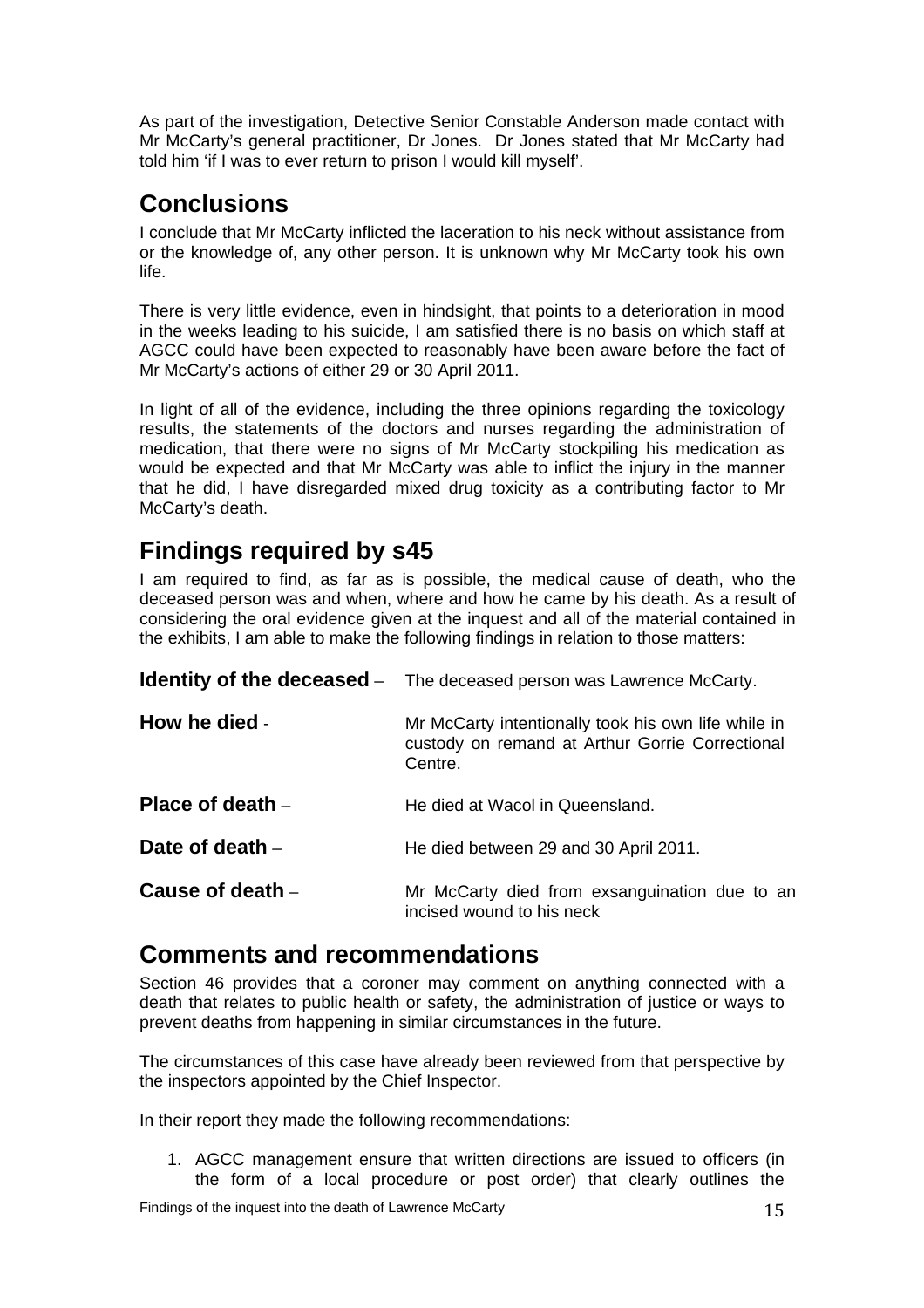As part of the investigation, Detective Senior Constable Anderson made contact with Mr McCarty's general practitioner, Dr Jones. Dr Jones stated that Mr McCarty had told him 'if I was to ever return to prison I would kill myself'.

## Conclusions

I conclude that Mr McCarty inflicted the laceration to his neck without assistance from or the knowledge of, any other person. It is unknown why Mr McCarty took his own life.

There is very little evidence, even in hindsight, that points to a deterioration in mood in the weeks leading to his suicide, I am satisfied there is no basis on which staff at AGCC could have been expected to reasonably have been aware before the fact of Mr McCarty's actions of either 29 or 30 April 2011.

In light of all of the evidence, including the three opinions regarding the toxicology results, the statements of the doctors and nurses regarding the administration of medication, that there were no signs of Mr McCarty stockpiling his medication as would be expected and that Mr McCarty was able to inflict the injury in the manner that he did, I have disregarded mixed drug toxicity as a contributing factor to Mr McCarty's death.

## Findings required by s45

I am required to find, as far as is possible, the medical cause of death, who the deceased person was and when, where and how he came by his death. As a result of considering the oral evidence given at the inquest and all of the material contained in the exhibits, I am able to make the following findings in relation to those matters:

**Identity of the deceased** – The deceased person was Lawrence McCarty.

**How he died** - Mr McCarty intentionally took his own life while in custody on remand at Arthur Gorrie Correctional Centre.

**Place of death** – He died at Wacol in Queensland.

**Date of death** – He died between 29 and 30 April 2011.

**Cause of death** – Mr McCarty died from exsanguination due to an incised wound to his neck

## Comments and recommendations

Section 46 provides that a coroner may comment on anything connected with a death that relates to public health or safety, the administration of justice or ways to prevent deaths from happening in similar circumstances in the future.

The circumstances of this case have already been reviewed from that perspective by the inspectors appointed by the Chief Inspector.

In their report they made the following recommendations:

1. AGCC management ensure that written directions are issued to officers (in the form of a local procedure or post order) that clearly outlines the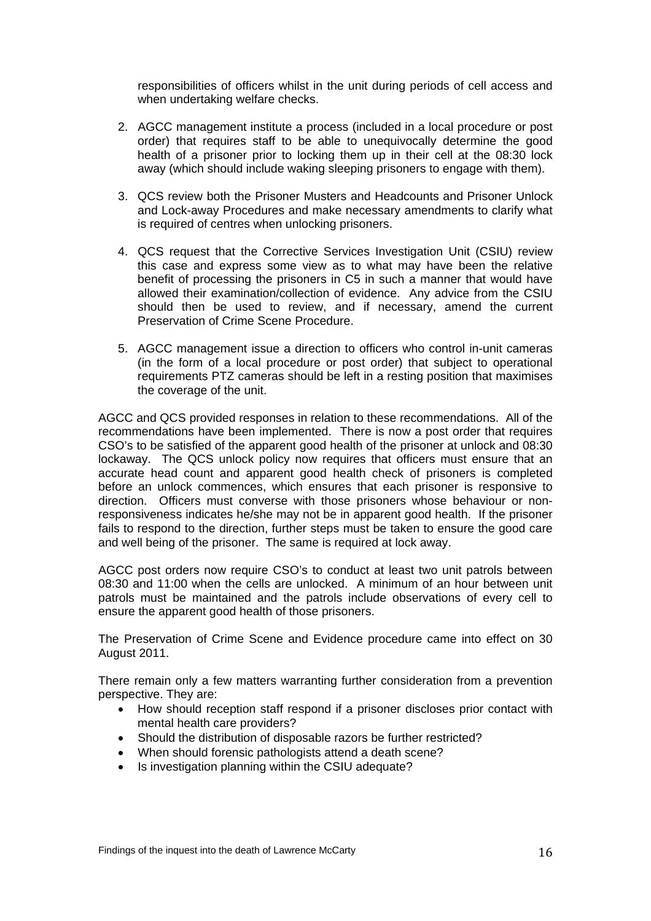responsibilities of officers whilst in the unit during periods of cell access and when undertaking welfare checks.

2. AGCC management institute a process (included in a local procedure or post order) that requires staff to be able to unequivocally determine the good health of a prisoner prior to locking them up in their cell at the 08:30 lock away (which should include waking sleeping prisoners to engage with them).

3. QCS review both the Prisoner Musters and Headcounts and Prisoner Unlock and Lock-away Procedures and make necessary amendments to clarify what is required of centres when unlocking prisoners.

4. QCS request that the Corrective Services Investigation Unit (CSIU) review this case and express some view as to what may have been the relative benefit of processing the prisoners in C5 in such a manner that would have allowed their examination/collection of evidence. Any advice from the CSIU should then be used to review, and if necessary, amend the current Preservation of Crime Scene Procedure.

5. AGCC management issue a direction to officers who control in-unit cameras (in the form of a local procedure or post order) that subject to operational requirements PTZ cameras should be left in a resting position that maximises the coverage of the unit.

AGCC and QCS provided responses in relation to these recommendations. All of the recommendations have been implemented. There is now a post order that requires CSO's to be satisfied of the apparent good health of the prisoner at unlock and 08:30 lockaway. The QCS unlock policy now requires that officers must ensure that an accurate head count and apparent good health check of prisoners is completed before an unlock commences, which ensures that each prisoner is responsive to direction. Officers must converse with those prisoners whose behaviour or non-responsiveness indicates he/she may not be in apparent good health. If the prisoner fails to respond to the direction, further steps must be taken to ensure the good care and well being of the prisoner. The same is required at lock away.

AGCC post orders now require CSO's to conduct at least two unit patrols between 08:30 and 11:00 when the cells are unlocked. A minimum of an hour between unit patrols must be maintained and the patrols include observations of every cell to ensure the apparent good health of those prisoners.

The Preservation of Crime Scene and Evidence procedure came into effect on 30 August 2011.

There remain only a few matters warranting further consideration from a prevention perspective. They are:

- How should reception staff respond if a prisoner discloses prior contact with mental health care providers?
- Should the distribution of disposable razors be further restricted?
- When should forensic pathologists attend a death scene?
- Is investigation planning within the CSIU adequate?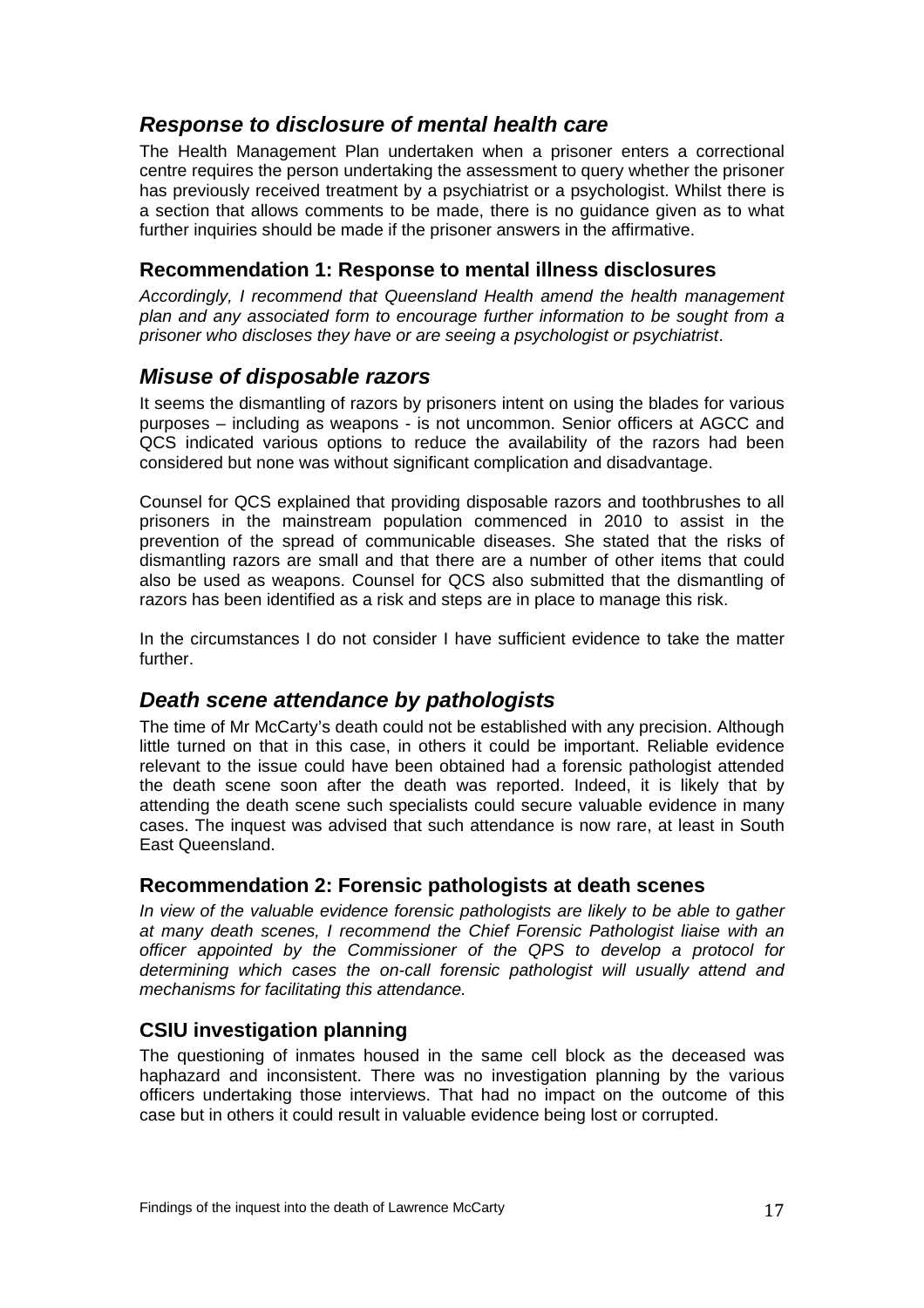## *Response to disclosure of mental health care*

The Health Management Plan undertaken when a prisoner enters a correctional centre requires the person undertaking the assessment to query whether the prisoner has previously received treatment by a psychiatrist or a psychologist. Whilst there is a section that allows comments to be made, there is no guidance given as to what further inquiries should be made if the prisoner answers in the affirmative.

### Recommendation 1: Response to mental illness disclosures

*Accordingly, I recommend that Queensland Health amend the health management plan and any associated form to encourage further information to be sought from a prisoner who discloses they have or are seeing a psychologist or psychiatrist*.

## *Misuse of disposable razors*

It seems the dismantling of razors by prisoners intent on using the blades for various purposes – including as weapons - is not uncommon. Senior officers at AGCC and QCS indicated various options to reduce the availability of the razors had been considered but none was without significant complication and disadvantage.

Counsel for QCS explained that providing disposable razors and toothbrushes to all prisoners in the mainstream population commenced in 2010 to assist in the prevention of the spread of communicable diseases. She stated that the risks of dismantling razors are small and that there are a number of other items that could also be used as weapons. Counsel for QCS also submitted that the dismantling of razors has been identified as a risk and steps are in place to manage this risk.

In the circumstances I do not consider I have sufficient evidence to take the matter further.

## *Death scene attendance by pathologists*

The time of Mr McCarty's death could not be established with any precision. Although little turned on that in this case, in others it could be important. Reliable evidence relevant to the issue could have been obtained had a forensic pathologist attended the death scene soon after the death was reported. Indeed, it is likely that by attending the death scene such specialists could secure valuable evidence in many cases. The inquest was advised that such attendance is now rare, at least in South East Queensland.

### Recommendation 2: Forensic pathologists at death scenes

*In view of the valuable evidence forensic pathologists are likely to be able to gather at many death scenes, I recommend the Chief Forensic Pathologist liaise with an officer appointed by the Commissioner of the QPS to develop a protocol for determining which cases the on-call forensic pathologist will usually attend and mechanisms for facilitating this attendance.*

### CSIU investigation planning

The questioning of inmates housed in the same cell block as the deceased was haphazard and inconsistent. There was no investigation planning by the various officers undertaking those interviews. That had no impact on the outcome of this case but in others it could result in valuable evidence being lost or corrupted.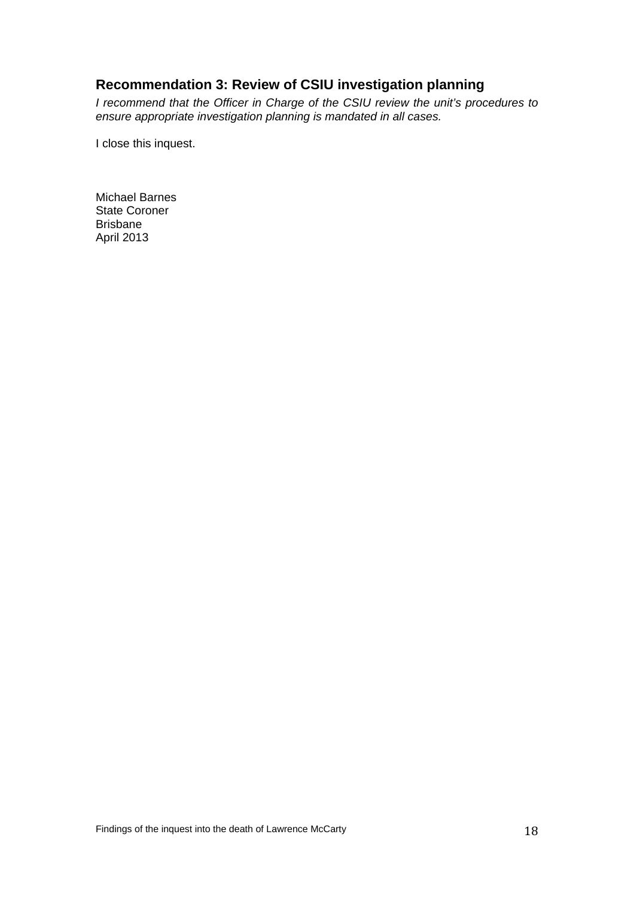## Recommendation 3: Review of CSIU investigation planning

*I recommend that the Officer in Charge of the CSIU review the unit's procedures to ensure appropriate investigation planning is mandated in all cases.*

I close this inquest.

Michael Barnes
State Coroner
Brisbane
April 2013